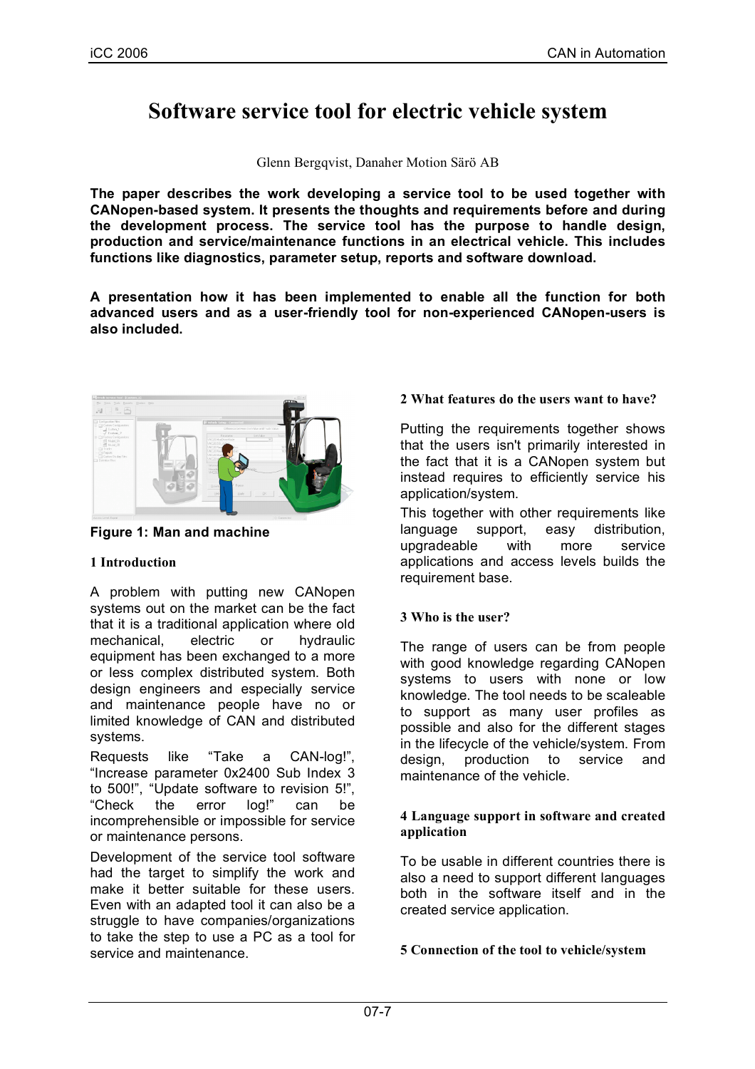# Software service tool for electric vehicle system

Glenn Bergqvist, Danaher Motion Särö AB

**The paper describes the work developing a service tool to be used together with CANopen-based system. It presents the thoughts and requirements before and during the development process. The service tool has the purpose to handle design, production and service/maintenance functions in an electrical vehicle. This includes functions like diagnostics, parameter setup, reports and software download.**

**A presentation how it has been implemented to enable all the function for both advanced users and as a user-friendly tool for non-experienced CANopen-users is also included.**

**Figure 1: Man and machine**

## 1 Introduction

A problem with putting new CANopen systems out on the market can be the fact that it is a traditional application where old mechanical, electric or hydraulic equipment has been exchanged to a more or less complex distributed system. Both design engineers and especially service and maintenance people have no or limited knowledge of CAN and distributed systems.

Requests like "Take a CAN-log!", "Increase parameter 0x2400 Sub Index 3 to 500!", "Update software to revision 5!", "Check the error log!" can be incomprehensible or impossible for service or maintenance persons.

Development of the service tool software had the target to simplify the work and make it better suitable for these users. Even with an adapted tool it can also be a struggle to have companies/organizations to take the step to use a PC as a tool for service and maintenance.

## 2 What features do the users want to have?

Putting the requirements together shows that the users isn't primarily interested in the fact that it is a CANopen system but instead requires to efficiently service his application/system.

This together with other requirements like language support, easy distribution, upgradeable with more service applications and access levels builds the requirement base.

## 3 Who is the user?

The range of users can be from people with good knowledge regarding CANopen systems to users with none or low knowledge. The tool needs to be scaleable to support as many user profiles as possible and also for the different stages in the lifecycle of the vehicle/system. From design, production to service and maintenance of the vehicle.

## 4 Language support in software and created application

To be usable in different countries there is also a need to support different languages both in the software itself and in the created service application.

## 5 Connection of the tool to vehicle/system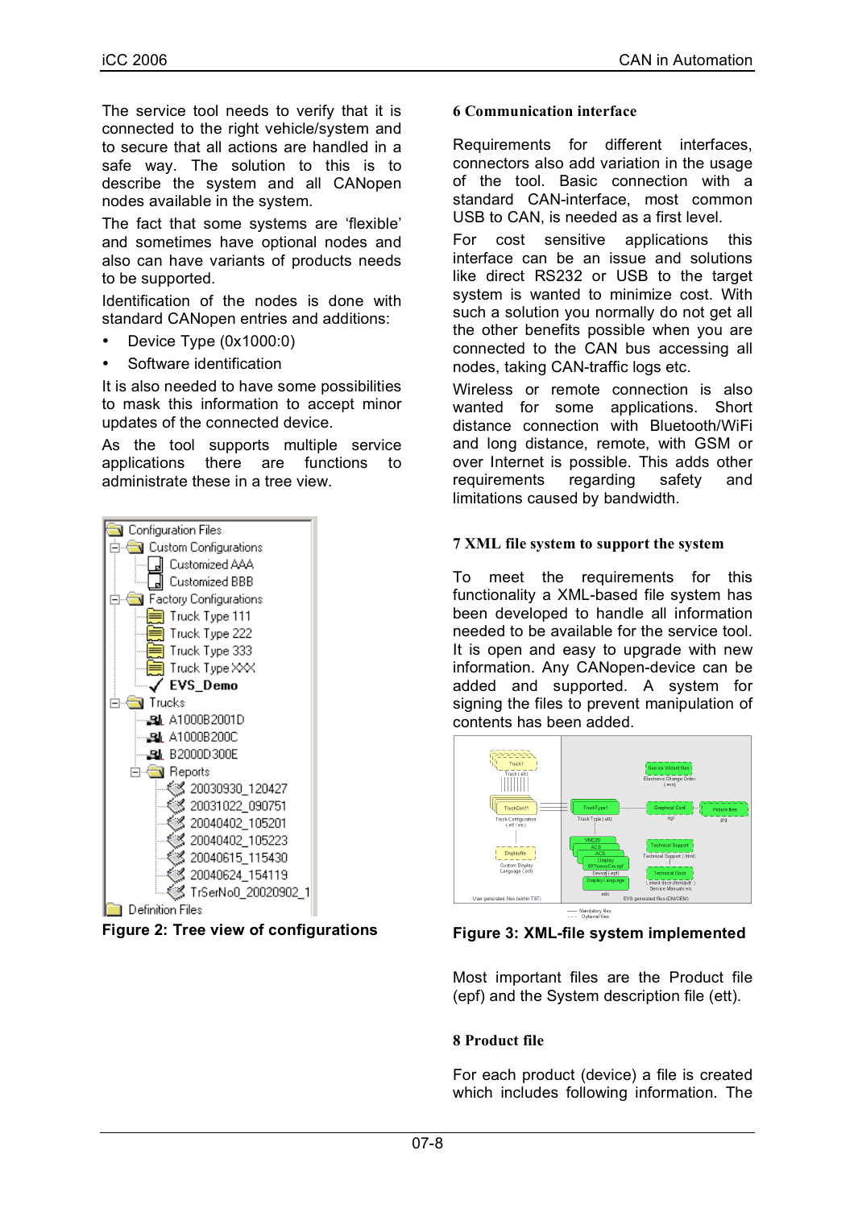The service tool needs to verify that it is connected to the right vehicle/system and to secure that all actions are handled in a safe way. The solution to this is to describe the system and all CANopen nodes available in the system.

The fact that some systems are 'flexible' and sometimes have optional nodes and also can have variants of products needs to be supported.

Identification of the nodes is done with standard CANopen entries and additions:

- Device Type (0x1000:0)
- Software identification

It is also needed to have some possibilities to mask this information to accept minor updates of the connected device.

As the tool supports multiple service applications there are functions to administrate these in a tree view.

Figure 2: Tree view of configurations

## 6 Communication interface

Requirements for different interfaces, connectors also add variation in the usage of the tool. Basic connection with a standard CAN-interface, most common USB to CAN, is needed as a first level.

For cost sensitive applications this interface can be an issue and solutions like direct RS232 or USB to the target system is wanted to minimize cost. With such a solution you normally do not get all the other benefits possible when you are connected to the CAN bus accessing all nodes, taking CAN-traffic logs etc.

Wireless or remote connection is also wanted for some applications. Short distance connection with Bluetooth/WiFi and long distance, remote, with GSM or over Internet is possible. This adds other requirements regarding safety and limitations caused by bandwidth.

## 7 XML file system to support the system

To meet the requirements for this functionality a XML-based file system has been developed to handle all information needed to be available for the service tool. It is open and easy to upgrade with new information. Any CANopen-device can be added and supported. A system for signing the files to prevent manipulation of contents has been added.

Figure 3: XML-file system implemented

Most important files are the Product file (epf) and the System description file (ett).

## 8 Product file

For each product (device) a file is created which includes following information. The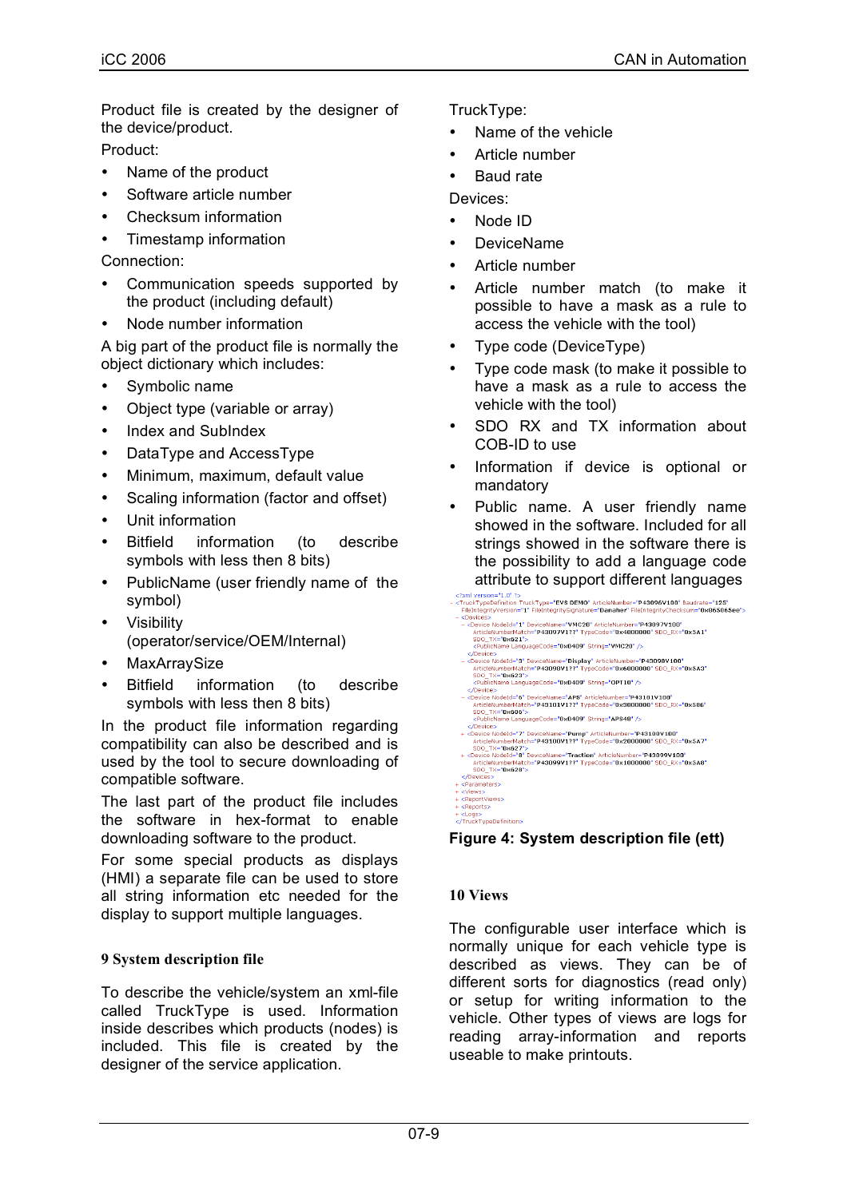Product file is created by the designer of the device/product.

Product:

- Name of the product
- Software article number
- Checksum information
- Timestamp information

Connection:

- Communication speeds supported by the product (including default)
- Node number information

A big part of the product file is normally the object dictionary which includes:

- Symbolic name
- Object type (variable or array)
- Index and SubIndex
- DataType and AccessType
- Minimum, maximum, default value
- Scaling information (factor and offset)
- Unit information
- Bitfield information (to describe symbols with less then 8 bits)
- PublicName (user friendly name of the symbol)
- Visibility (operator/service/OEM/Internal)
- MaxArraySize
- Bitfield information (to describe symbols with less then 8 bits)

In the product file information regarding compatibility can also be described and is used by the tool to secure downloading of compatible software.

The last part of the product file includes the software in hex-format to enable downloading software to the product.

For some special products as displays (HMI) a separate file can be used to store all string information etc needed for the display to support multiple languages.

## 9 System description file

To describe the vehicle/system an xml-file called TruckType is used. Information inside describes which products (nodes) is included. This file is created by the designer of the service application.

TruckType:

- Name of the vehicle
- Article number
- Baud rate

Devices:

- Node ID
- DeviceName
- Article number
- Article number match (to make it possible to have a mask as a rule to access the vehicle with the tool)
- Type code (DeviceType)
- Type code mask (to make it possible to have a mask as a rule to access the vehicle with the tool)
- SDO RX and TX information about COB-ID to use
- Information if device is optional or mandatory
- Public name. A user friendly name showed in the software. Included for all strings showed in the software there is the possibility to add a language code attribute to support different languages

```
<?xml version="1.0" ?>
- <TruckTypeDefinition TruckType="EVS DEMO" ArticleNumber="P43096V100" Baudrate="125" FileIntegrityVersion="1" FileIntegritySignature="Danaher" FileIntegrityChecksum="0x065065ee">
  - <Devices>
    - <Device NodeId="1" DeviceName="VMC20" ArticleNumber="P43097V100" ArticleNumberMatch="P43097V1??" TypeCode="0x4000000" SDO_RX="0x5A1" SDO_TX="0x621">
        <PublicName LanguageCode="0x0409" String="VMC20" />
      </Device>
    - <Device NodeId="3" DeviceName="Display" ArticleNumber="P43098V100" ArticleNumberMatch="P43098V1??" TypeCode="0x6000000" SDO_RX="0x5A3" SDO_TX="0x623">
        <PublicName LanguageCode="0x0409" String="OPT10" />
      </Device>
    - <Device NodeId="6" DeviceName="APS" ArticleNumber="P43101V100" ArticleNumberMatch="P43101V1??" TypeCode="0x3000000" SDO_RX="0x586" SDO_TX="0x606">
        <PublicName LanguageCode="0x0409" String="APS48" />
      </Device>
    + <Device NodeId="7" DeviceName="Pump" ArticleNumber="P43100V100" ArticleNumberMatch="P43100V1??" TypeCode="0x2000000" SDO_RX="0x5A7" SDO_TX="0x627">
    + <Device NodeId="8" DeviceName="Traction" ArticleNumber="P43099V100" ArticleNumberMatch="P43099V1??" TypeCode="0x1000000" SDO_RX="0x5A8" SDO_TX="0x628">
    </Devices>
  + <Parameters>
  + <Views>
  + <ReportViews>
  + <Reports>
  + <Logs>
  </TruckTypeDefinition>
```

**Figure 4: System description file (ett)**

## 10 Views

The configurable user interface which is normally unique for each vehicle type is described as views. They can be of different sorts for diagnostics (read only) or setup for writing information to the vehicle. Other types of views are logs for reading array-information and reports useable to make printouts.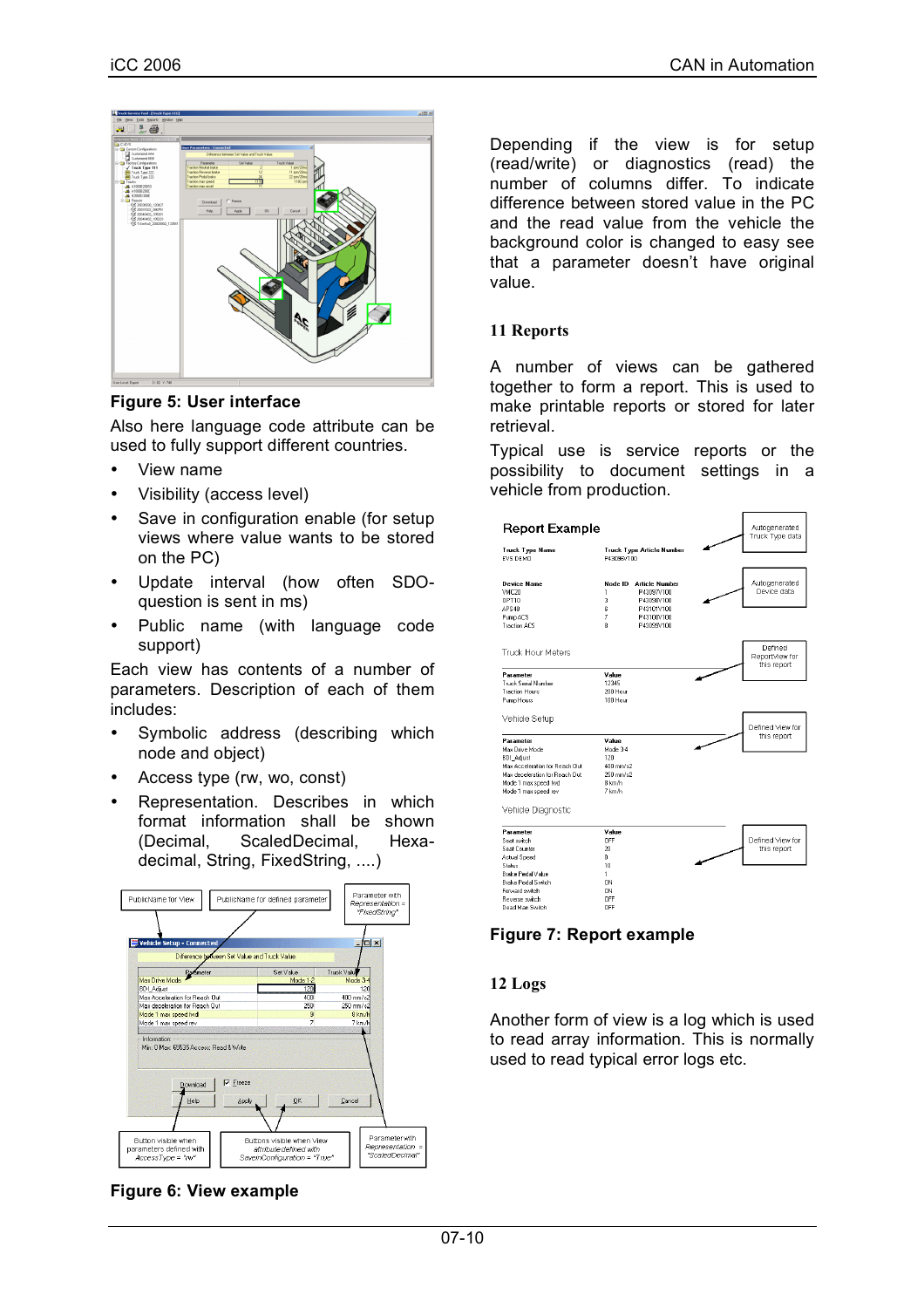Figure 5: User interface

Also here language code attribute can be used to fully support different countries.

- View name
- Visibility (access level)
- Save in configuration enable (for setup views where value wants to be stored on the PC)
- Update interval (how often SDO-question is sent in ms)
- Public name (with language code support)

Each view has contents of a number of parameters. Description of each of them includes:

- Symbolic address (describing which node and object)
- Access type (rw, wo, const)
- Representation. Describes in which format information shall be shown (Decimal, ScaledDecimal, Hexa-decimal, String, FixedString, ....)

Figure 6: View example

Depending if the view is for setup (read/write) or diagnostics (read) the number of columns differ. To indicate difference between stored value in the PC and the read value from the vehicle the background color is changed to easy see that a parameter doesn't have original value.

## 11 Reports

A number of views can be gathered together to form a report. This is used to make printable reports or stored for later retrieval.

Typical use is service reports or the possibility to document settings in a vehicle from production.

Figure 7: Report example

## 12 Logs

Another form of view is a log which is used to read array information. This is normally used to read typical error logs etc.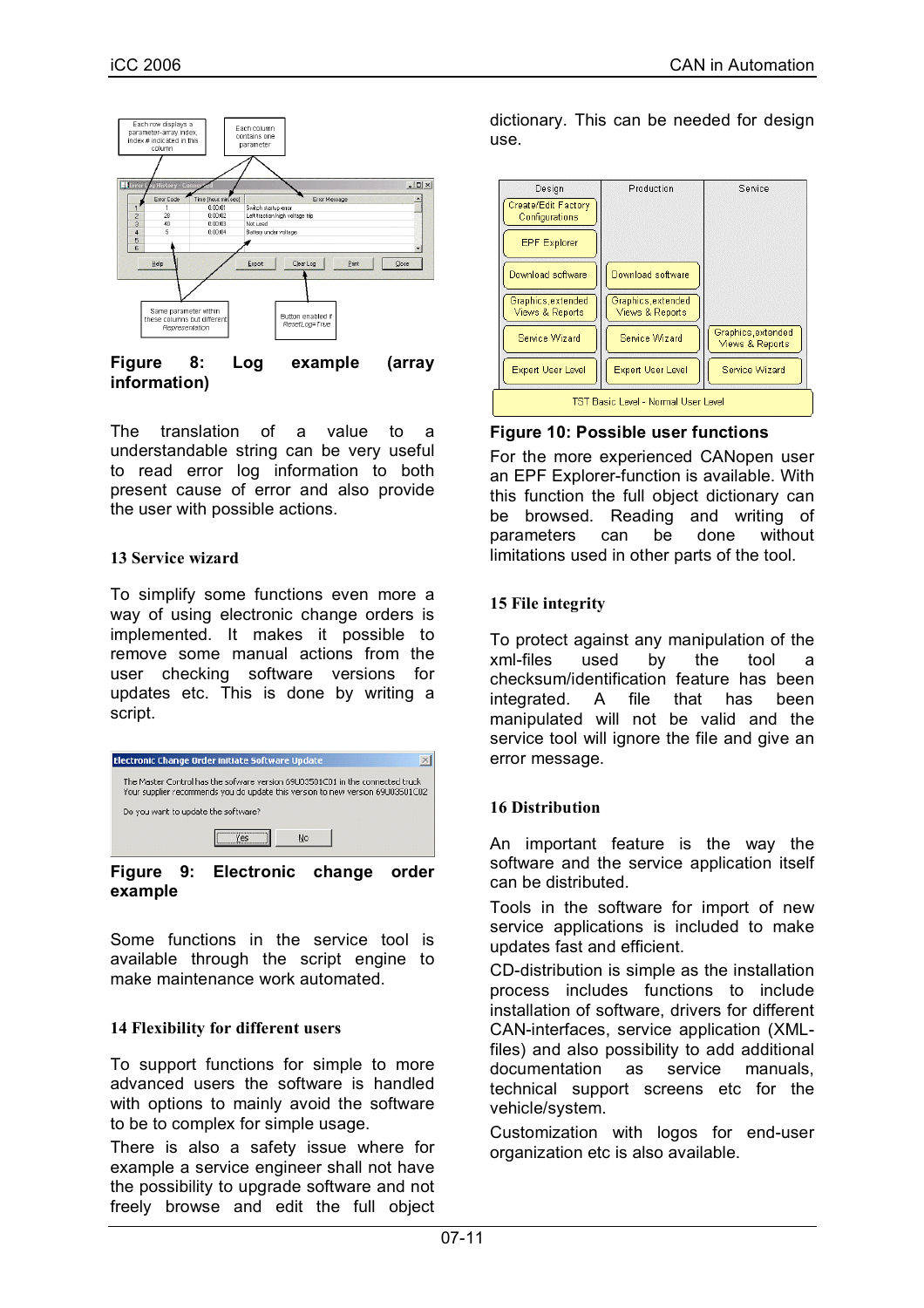**Figure 8: Log example (array information)**

The translation of a value to a understandable string can be very useful to read error log information to both present cause of error and also provide the user with possible actions.

## 13 Service wizard

To simplify some functions even more a way of using electronic change orders is implemented. It makes it possible to remove some manual actions from the user checking software versions for updates etc. This is done by writing a script.

**Figure 9: Electronic change order example**

Some functions in the service tool is available through the script engine to make maintenance work automated.

## 14 Flexibility for different users

To support functions for simple to more advanced users the software is handled with options to mainly avoid the software to be to complex for simple usage.

There is also a safety issue where for example a service engineer shall not have the possibility to upgrade software and not freely browse and edit the full object dictionary. This can be needed for design use.

| Design | Production | Service |
|---|---|---|
| Create/Edit Factory Configurations | | |
| EPF Explorer | | |
| Download software | Download software | |
| Graphics,extended Views & Reports | Graphics,extended Views & Reports | Graphics,extended Views & Reports |
| Service Wizard | Service Wizard | |
| Expert User Level | Expert User Level | Service Wizard |
| TST Basic Level - Normal User Level | | |

**Figure 10: Possible user functions**

For the more experienced CANopen user an EPF Explorer-function is available. With this function the full object dictionary can be browsed. Reading and writing of parameters can be done without limitations used in other parts of the tool.

## 15 File integrity

To protect against any manipulation of the xml-files used by the tool a checksum/identification feature has been integrated. A file that has been manipulated will not be valid and the service tool will ignore the file and give an error message.

## 16 Distribution

An important feature is the way the software and the service application itself can be distributed.

Tools in the software for import of new service applications is included to make updates fast and efficient.

CD-distribution is simple as the installation process includes functions to include installation of software, drivers for different CAN-interfaces, service application (XML-files) and also possibility to add additional documentation as service manuals, technical support screens etc for the vehicle/system.

Customization with logos for end-user organization etc is also available.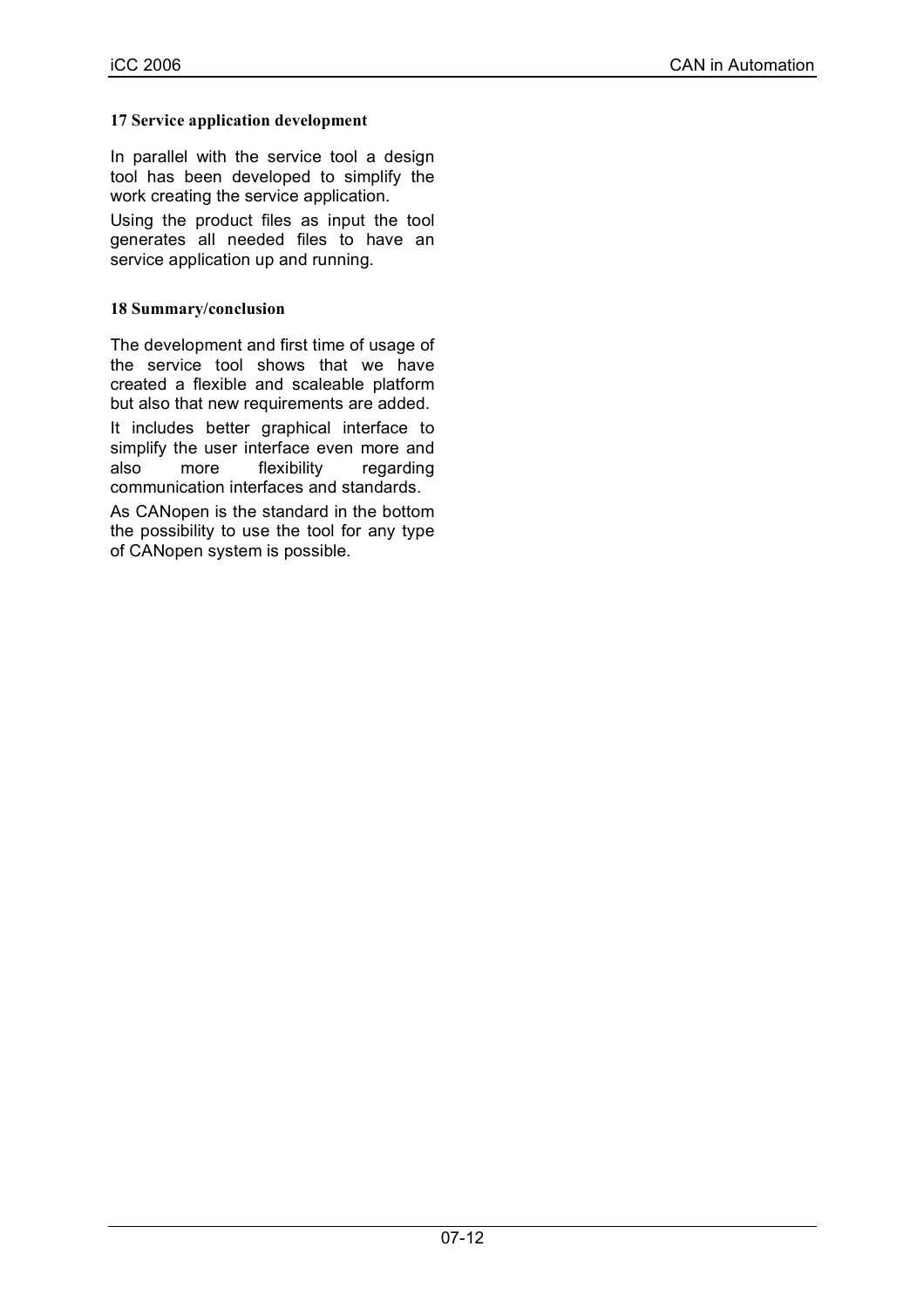## 17 Service application development

In parallel with the service tool a design tool has been developed to simplify the work creating the service application.

Using the product files as input the tool generates all needed files to have an service application up and running.

## 18 Summary/conclusion

The development and first time of usage of the service tool shows that we have created a flexible and scaleable platform but also that new requirements are added.

It includes better graphical interface to simplify the user interface even more and also more flexibility regarding communication interfaces and standards.

As CANopen is the standard in the bottom the possibility to use the tool for any type of CANopen system is possible.